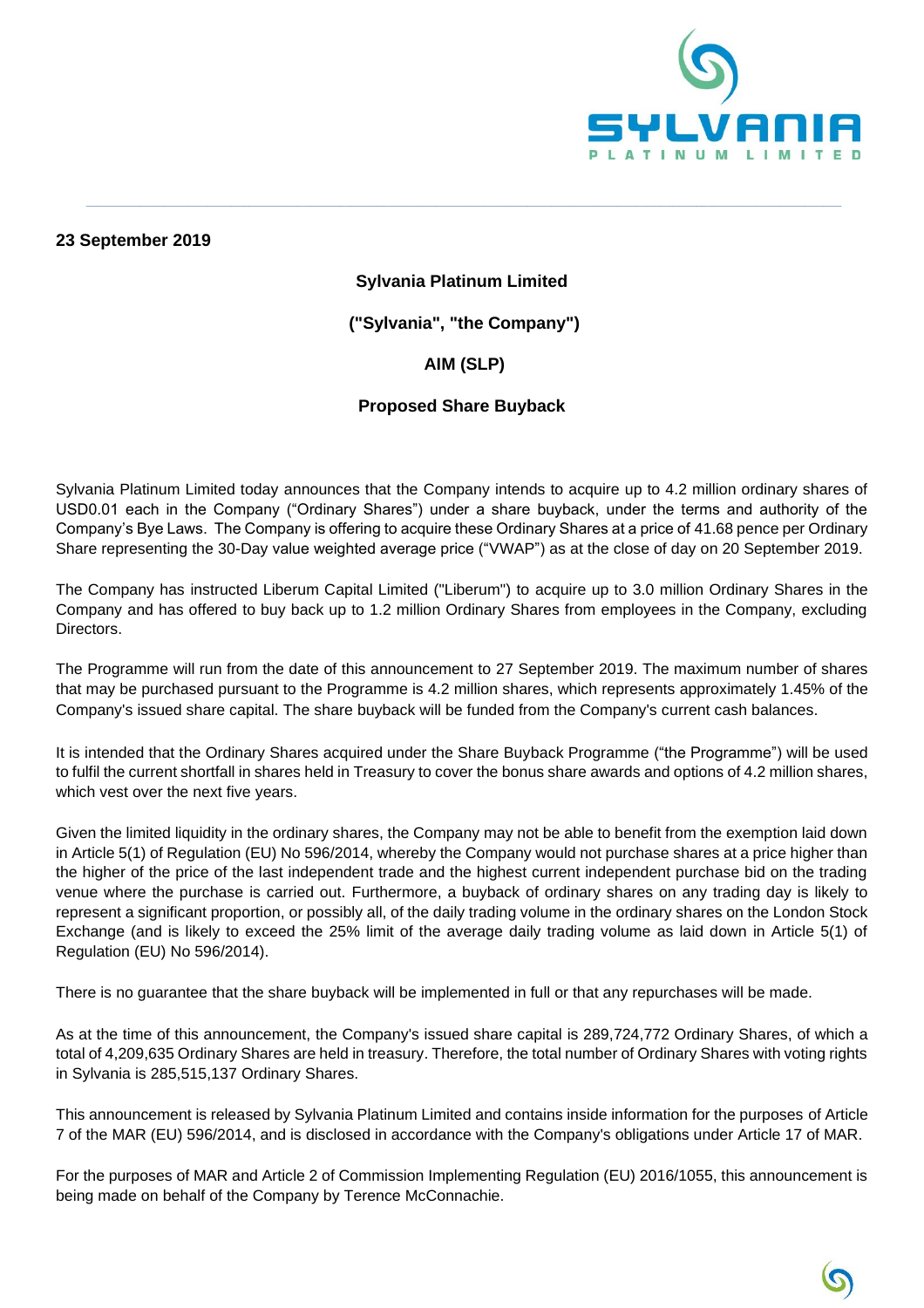**23 September 2019**

**Sylvania Platinum Limited**

**("Sylvania", "the Company")**

**AIM (SLP)**

**Proposed Share Buyback**

Sylvania Platinum Limited today announces that the Company intends to acquire up to 4.2 million ordinary shares of USD0.01 each in the Company ("Ordinary Shares") under a share buyback, under the terms and authority of the Company's Bye Laws. The Company is offering to acquire these Ordinary Shares at a price of 41.68 pence per Ordinary Share representing the 30-Day value weighted average price ("VWAP") as at the close of day on 20 September 2019.

The Company has instructed Liberum Capital Limited ("Liberum") to acquire up to 3.0 million Ordinary Shares in the Company and has offered to buy back up to 1.2 million Ordinary Shares from employees in the Company, excluding Directors.

The Programme will run from the date of this announcement to 27 September 2019. The maximum number of shares that may be purchased pursuant to the Programme is 4.2 million shares, which represents approximately 1.45% of the Company's issued share capital. The share buyback will be funded from the Company's current cash balances.

It is intended that the Ordinary Shares acquired under the Share Buyback Programme ("the Programme") will be used to fulfil the current shortfall in shares held in Treasury to cover the bonus share awards and options of 4.2 million shares, which vest over the next five years.

Given the limited liquidity in the ordinary shares, the Company may not be able to benefit from the exemption laid down in Article 5(1) of Regulation (EU) No 596/2014, whereby the Company would not purchase shares at a price higher than the higher of the price of the last independent trade and the highest current independent purchase bid on the trading venue where the purchase is carried out. Furthermore, a buyback of ordinary shares on any trading day is likely to represent a significant proportion, or possibly all, of the daily trading volume in the ordinary shares on the London Stock Exchange (and is likely to exceed the 25% limit of the average daily trading volume as laid down in Article 5(1) of Regulation (EU) No 596/2014).

There is no guarantee that the share buyback will be implemented in full or that any repurchases will be made.

As at the time of this announcement, the Company's issued share capital is 289,724,772 Ordinary Shares, of which a total of 4,209,635 Ordinary Shares are held in treasury. Therefore, the total number of Ordinary Shares with voting rights in Sylvania is 285,515,137 Ordinary Shares.

This announcement is released by Sylvania Platinum Limited and contains inside information for the purposes of Article 7 of the MAR (EU) 596/2014, and is disclosed in accordance with the Company's obligations under Article 17 of MAR.

For the purposes of MAR and Article 2 of Commission Implementing Regulation (EU) 2016/1055, this announcement is being made on behalf of the Company by Terence McConnachie.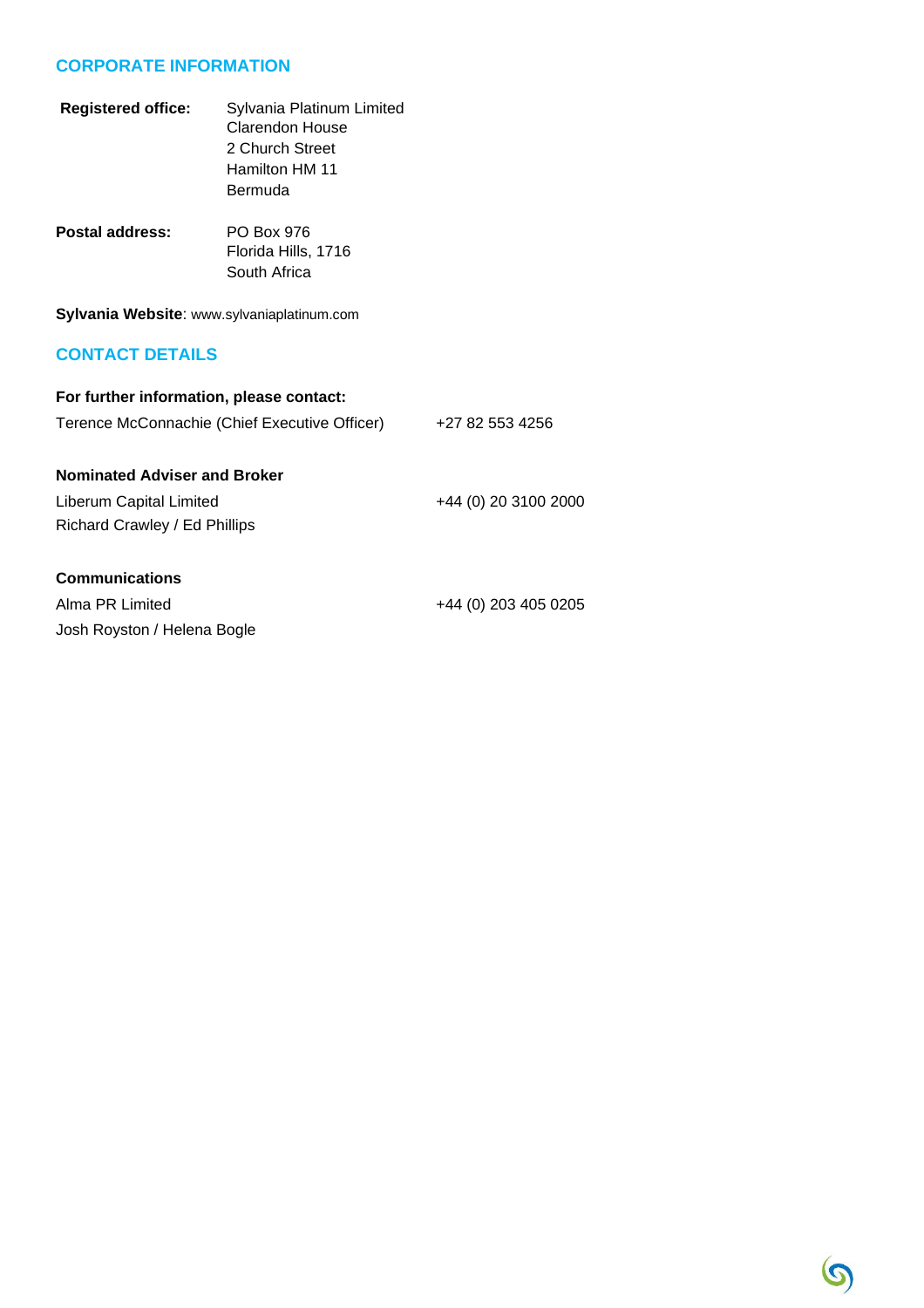## CORPORATE INFORMATION

| | |
|---|---|
| **Registered office:** | Sylvania Platinum Limited<br>Clarendon House<br>2 Church Street<br>Hamilton HM 11<br>Bermuda |
| **Postal address:** | PO Box 976<br>Florida Hills, 1716<br>South Africa |

**Sylvania Website**: www.sylvaniaplatinum.com

## CONTACT DETAILS

**For further information, please contact:**

| | |
|---|---|
| Terence McConnachie (Chief Executive Officer) | +27 82 553 4256 |

**Nominated Adviser and Broker**

| | |
|---|---|
| Liberum Capital Limited | +44 (0) 20 3100 2000 |
| Richard Crawley / Ed Phillips | |

**Communications**

| | |
|---|---|
| Alma PR Limited | +44 (0) 203 405 0205 |
| Josh Royston / Helena Bogle | |